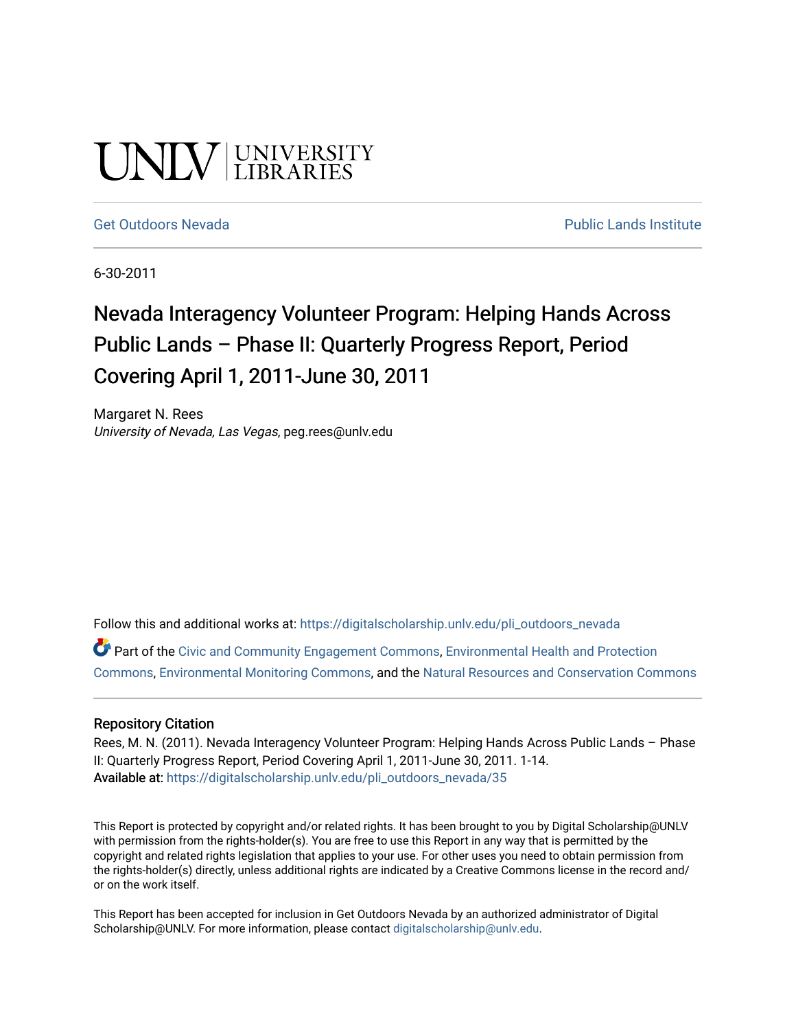UNLV | UNIVERSITY LIBRARIES

Get Outdoors Nevada | Public Lands Institute

6-30-2011

# Nevada Interagency Volunteer Program: Helping Hands Across Public Lands – Phase II: Quarterly Progress Report, Period Covering April 1, 2011-June 30, 2011

Margaret N. Rees
*University of Nevada, Las Vegas*, peg.rees@unlv.edu

Follow this and additional works at: https://digitalscholarship.unlv.edu/pli_outdoors_nevada

Part of the Civic and Community Engagement Commons, Environmental Health and Protection Commons, Environmental Monitoring Commons, and the Natural Resources and Conservation Commons

## Repository Citation

Rees, M. N. (2011). Nevada Interagency Volunteer Program: Helping Hands Across Public Lands – Phase II: Quarterly Progress Report, Period Covering April 1, 2011-June 30, 2011. 1-14.
**Available at:** https://digitalscholarship.unlv.edu/pli_outdoors_nevada/35

This Report is protected by copyright and/or related rights. It has been brought to you by Digital Scholarship@UNLV with permission from the rights-holder(s). You are free to use this Report in any way that is permitted by the copyright and related rights legislation that applies to your use. For other uses you need to obtain permission from the rights-holder(s) directly, unless additional rights are indicated by a Creative Commons license in the record and/or on the work itself.

This Report has been accepted for inclusion in Get Outdoors Nevada by an authorized administrator of Digital Scholarship@UNLV. For more information, please contact digitalscholarship@unlv.edu.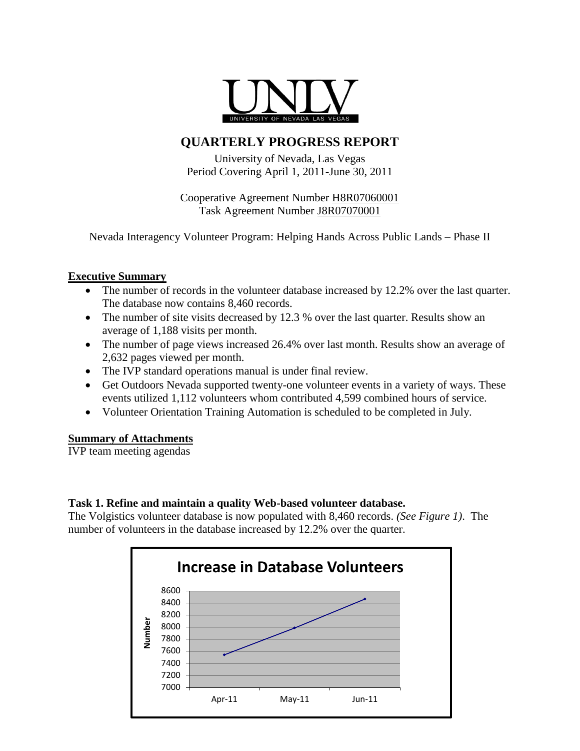UNLV

UNIVERSITY OF NEVADA LAS VEGAS

# QUARTERLY PROGRESS REPORT

University of Nevada, Las Vegas
Period Covering April 1, 2011-June 30, 2011

Cooperative Agreement Number H8R07060001
Task Agreement Number J8R07070001

Nevada Interagency Volunteer Program: Helping Hands Across Public Lands – Phase II

## Executive Summary

- The number of records in the volunteer database increased by 12.2% over the last quarter. The database now contains 8,460 records.
- The number of site visits decreased by 12.3 % over the last quarter. Results show an average of 1,188 visits per month.
- The number of page views increased 26.4% over last month. Results show an average of 2,632 pages viewed per month.
- The IVP standard operations manual is under final review.
- Get Outdoors Nevada supported twenty-one volunteer events in a variety of ways. These events utilized 1,112 volunteers whom contributed 4,599 combined hours of service.
- Volunteer Orientation Training Automation is scheduled to be completed in July.

## Summary of Attachments

IVP team meeting agendas

### Task 1. Refine and maintain a quality Web-based volunteer database.

The Volgistics volunteer database is now populated with 8,460 records. *(See Figure 1)*. The number of volunteers in the database increased by 12.2% over the quarter.

**Increase in Database Volunteers**

Number

8600
8400
8200
8000
7800
7600
7400
7200
7000

Apr-11 May-11 Jun-11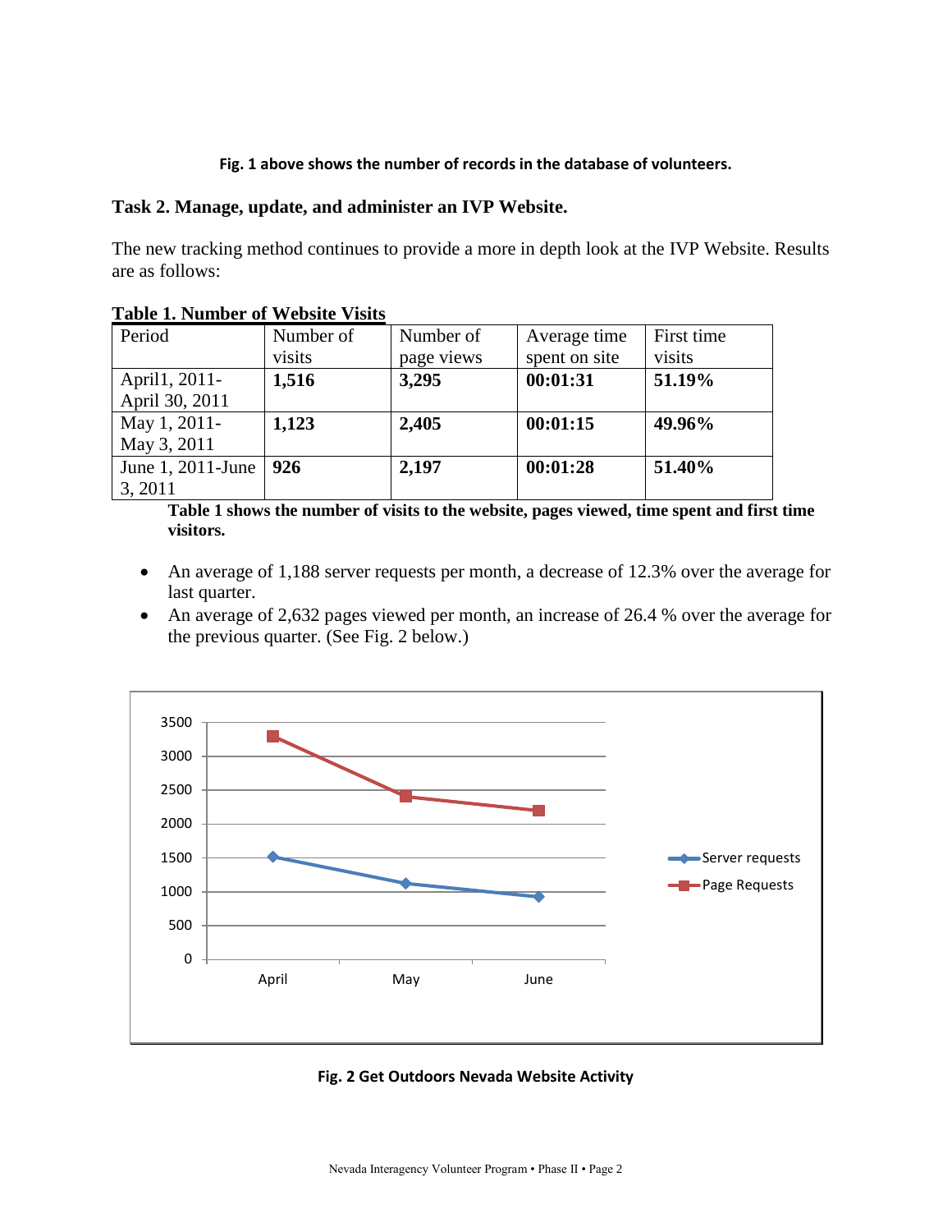**Fig. 1 above shows the number of records in the database of volunteers.**

### Task 2. Manage, update, and administer an IVP Website.

The new tracking method continues to provide a more in depth look at the IVP Website. Results are as follows:

**Table 1. Number of Website Visits**

| Period | Number of visits | Number of page views | Average time spent on site | First time visits |
|---|---|---|---|---|
| April1, 2011- April 30, 2011 | **1,516** | **3,295** | **00:01:31** | **51.19%** |
| May 1, 2011- May 3, 2011 | **1,123** | **2,405** | **00:01:15** | **49.96%** |
| June 1, 2011-June 3, 2011 | **926** | **2,197** | **00:01:28** | **51.40%** |

**Table 1 shows the number of visits to the website, pages viewed, time spent and first time visitors.**

- An average of 1,188 server requests per month, a decrease of 12.3% over the average for last quarter.
- An average of 2,632 pages viewed per month, an increase of 26.4 % over the average for the previous quarter. (See Fig. 2 below.)

**Fig. 2 Get Outdoors Nevada Website Activity**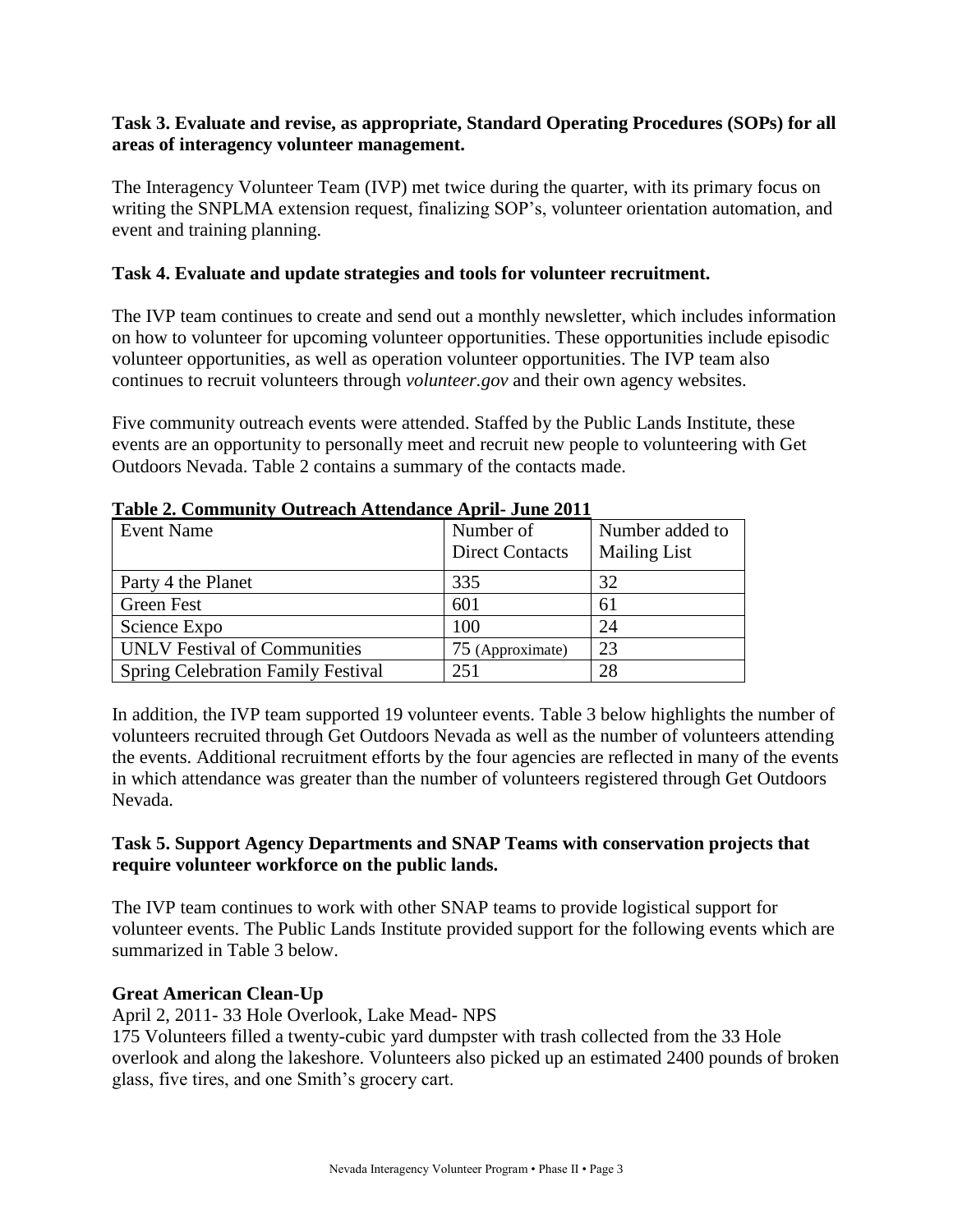**Task 3. Evaluate and revise, as appropriate, Standard Operating Procedures (SOPs) for all areas of interagency volunteer management.**

The Interagency Volunteer Team (IVP) met twice during the quarter, with its primary focus on writing the SNPLMA extension request, finalizing SOP's, volunteer orientation automation, and event and training planning.

**Task 4. Evaluate and update strategies and tools for volunteer recruitment.**

The IVP team continues to create and send out a monthly newsletter, which includes information on how to volunteer for upcoming volunteer opportunities. These opportunities include episodic volunteer opportunities, as well as operation volunteer opportunities. The IVP team also continues to recruit volunteers through *volunteer.gov* and their own agency websites.

Five community outreach events were attended. Staffed by the Public Lands Institute, these events are an opportunity to personally meet and recruit new people to volunteering with Get Outdoors Nevada. Table 2 contains a summary of the contacts made.

**Table 2. Community Outreach Attendance April- June 2011**

| Event Name | Number of Direct Contacts | Number added to Mailing List |
|---|---|---|
| Party 4 the Planet | 335 | 32 |
| Green Fest | 601 | 61 |
| Science Expo | 100 | 24 |
| UNLV Festival of Communities | 75 (Approximate) | 23 |
| Spring Celebration Family Festival | 251 | 28 |

In addition, the IVP team supported 19 volunteer events. Table 3 below highlights the number of volunteers recruited through Get Outdoors Nevada as well as the number of volunteers attending the events. Additional recruitment efforts by the four agencies are reflected in many of the events in which attendance was greater than the number of volunteers registered through Get Outdoors Nevada.

**Task 5. Support Agency Departments and SNAP Teams with conservation projects that require volunteer workforce on the public lands.**

The IVP team continues to work with other SNAP teams to provide logistical support for volunteer events. The Public Lands Institute provided support for the following events which are summarized in Table 3 below.

**Great American Clean-Up**

April 2, 2011- 33 Hole Overlook, Lake Mead- NPS

175 Volunteers filled a twenty-cubic yard dumpster with trash collected from the 33 Hole overlook and along the lakeshore. Volunteers also picked up an estimated 2400 pounds of broken glass, five tires, and one Smith's grocery cart.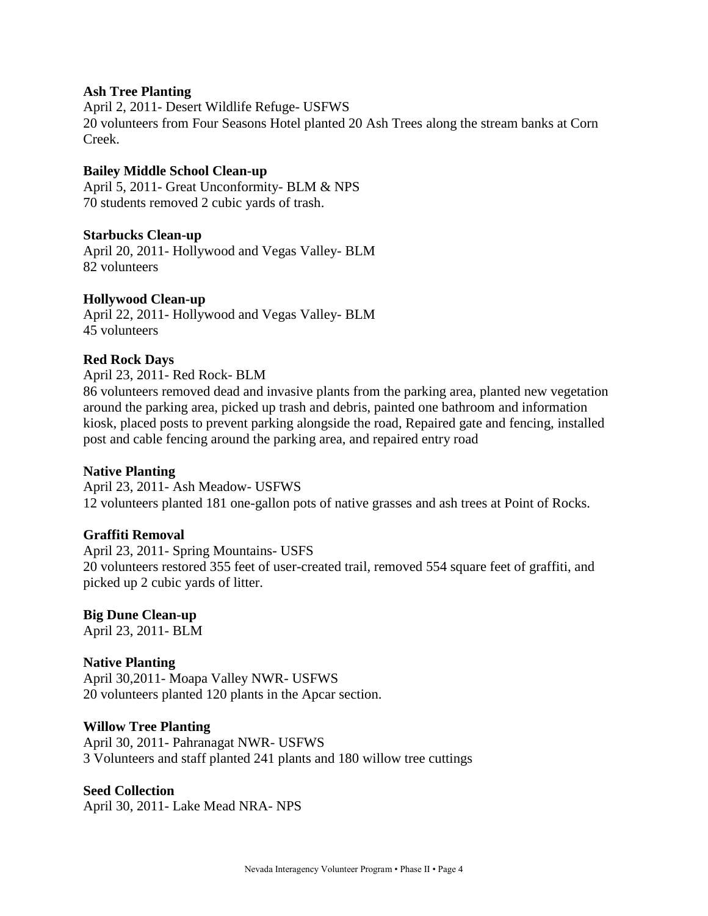**Ash Tree Planting**
April 2, 2011- Desert Wildlife Refuge- USFWS
20 volunteers from Four Seasons Hotel planted 20 Ash Trees along the stream banks at Corn Creek.

**Bailey Middle School Clean-up**
April 5, 2011- Great Unconformity- BLM & NPS
70 students removed 2 cubic yards of trash.

**Starbucks Clean-up**
April 20, 2011- Hollywood and Vegas Valley- BLM
82 volunteers

**Hollywood Clean-up**
April 22, 2011- Hollywood and Vegas Valley- BLM
45 volunteers

**Red Rock Days**
April 23, 2011- Red Rock- BLM
86 volunteers removed dead and invasive plants from the parking area, planted new vegetation around the parking area, picked up trash and debris, painted one bathroom and information kiosk, placed posts to prevent parking alongside the road, Repaired gate and fencing, installed post and cable fencing around the parking area, and repaired entry road

**Native Planting**
April 23, 2011- Ash Meadow- USFWS
12 volunteers planted 181 one-gallon pots of native grasses and ash trees at Point of Rocks.

**Graffiti Removal**
April 23, 2011- Spring Mountains- USFS
20 volunteers restored 355 feet of user-created trail, removed 554 square feet of graffiti, and picked up 2 cubic yards of litter.

**Big Dune Clean-up**
April 23, 2011- BLM

**Native Planting**
April 30,2011- Moapa Valley NWR- USFWS
20 volunteers planted 120 plants in the Apcar section.

**Willow Tree Planting**
April 30, 2011- Pahranagat NWR- USFWS
3 Volunteers and staff planted 241 plants and 180 willow tree cuttings

**Seed Collection**
April 30, 2011- Lake Mead NRA- NPS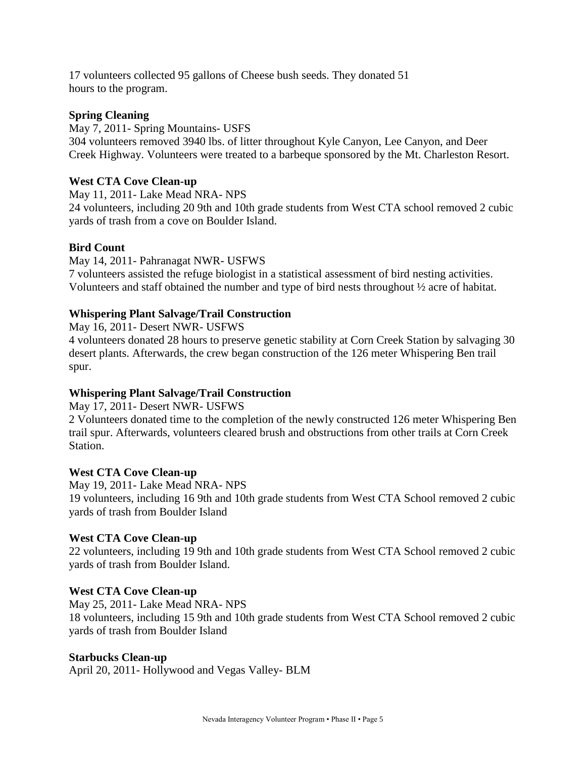17 volunteers collected 95 gallons of Cheese bush seeds. They donated 51 hours to the program.

**Spring Cleaning**

May 7, 2011- Spring Mountains- USFS

304 volunteers removed 3940 lbs. of litter throughout Kyle Canyon, Lee Canyon, and Deer Creek Highway. Volunteers were treated to a barbeque sponsored by the Mt. Charleston Resort.

**West CTA Cove Clean-up**

May 11, 2011- Lake Mead NRA- NPS

24 volunteers, including 20 9th and 10th grade students from West CTA school removed 2 cubic yards of trash from a cove on Boulder Island.

**Bird Count**

May 14, 2011- Pahranagat NWR- USFWS

7 volunteers assisted the refuge biologist in a statistical assessment of bird nesting activities. Volunteers and staff obtained the number and type of bird nests throughout ½ acre of habitat.

**Whispering Plant Salvage/Trail Construction**

May 16, 2011- Desert NWR- USFWS

4 volunteers donated 28 hours to preserve genetic stability at Corn Creek Station by salvaging 30 desert plants. Afterwards, the crew began construction of the 126 meter Whispering Ben trail spur.

**Whispering Plant Salvage/Trail Construction**

May 17, 2011- Desert NWR- USFWS

2 Volunteers donated time to the completion of the newly constructed 126 meter Whispering Ben trail spur. Afterwards, volunteers cleared brush and obstructions from other trails at Corn Creek Station.

**West CTA Cove Clean-up**

May 19, 2011- Lake Mead NRA- NPS

19 volunteers, including 16 9th and 10th grade students from West CTA School removed 2 cubic yards of trash from Boulder Island

**West CTA Cove Clean-up**

22 volunteers, including 19 9th and 10th grade students from West CTA School removed 2 cubic yards of trash from Boulder Island.

**West CTA Cove Clean-up**

May 25, 2011- Lake Mead NRA- NPS

18 volunteers, including 15 9th and 10th grade students from West CTA School removed 2 cubic yards of trash from Boulder Island

**Starbucks Clean-up**

April 20, 2011- Hollywood and Vegas Valley- BLM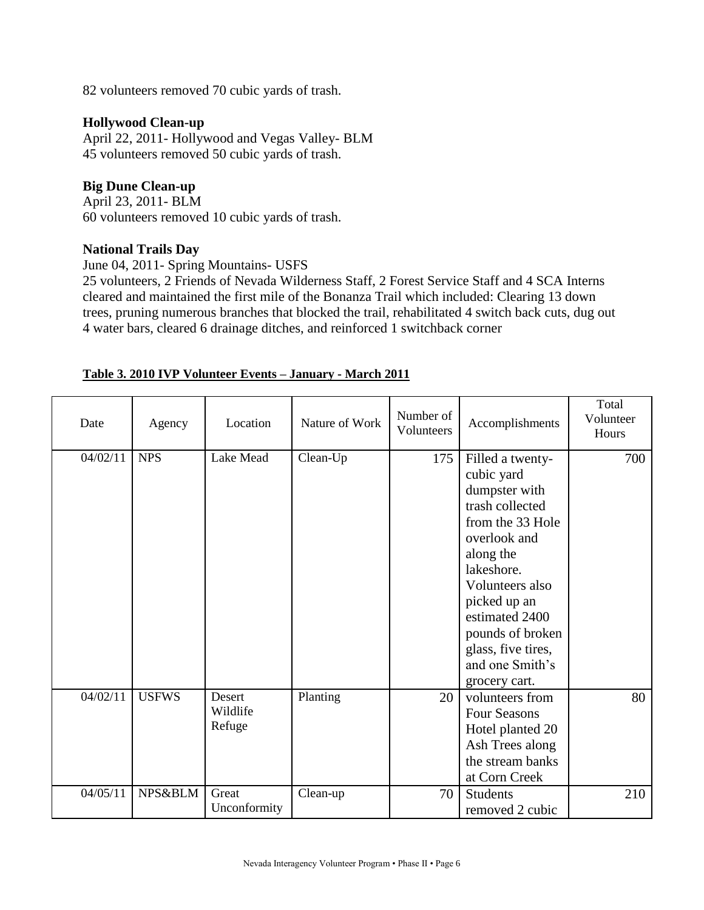82 volunteers removed 70 cubic yards of trash.

**Hollywood Clean-up**

April 22, 2011- Hollywood and Vegas Valley- BLM
45 volunteers removed 50 cubic yards of trash.

**Big Dune Clean-up**

April 23, 2011- BLM
60 volunteers removed 10 cubic yards of trash.

**National Trails Day**

June 04, 2011- Spring Mountains- USFS
25 volunteers, 2 Friends of Nevada Wilderness Staff, 2 Forest Service Staff and 4 SCA Interns cleared and maintained the first mile of the Bonanza Trail which included: Clearing 13 down trees, pruning numerous branches that blocked the trail, rehabilitated 4 switch back cuts, dug out 4 water bars, cleared 6 drainage ditches, and reinforced 1 switchback corner

**Table 3. 2010 IVP Volunteer Events – January - March 2011**

| Date | Agency | Location | Nature of Work | Number of Volunteers | Accomplishments | Total Volunteer Hours |
|---|---|---|---|---|---|---|
| 04/02/11 | NPS | Lake Mead | Clean-Up | 175 | Filled a twenty-cubic yard dumpster with trash collected from the 33 Hole overlook and along the lakeshore. Volunteers also picked up an estimated 2400 pounds of broken glass, five tires, and one Smith's grocery cart. | 700 |
| 04/02/11 | USFWS | Desert Wildlife Refuge | Planting | 20 | volunteers from Four Seasons Hotel planted 20 Ash Trees along the stream banks at Corn Creek | 80 |
| 04/05/11 | NPS&BLM | Great Unconformity | Clean-up | 70 | Students removed 2 cubic | 210 |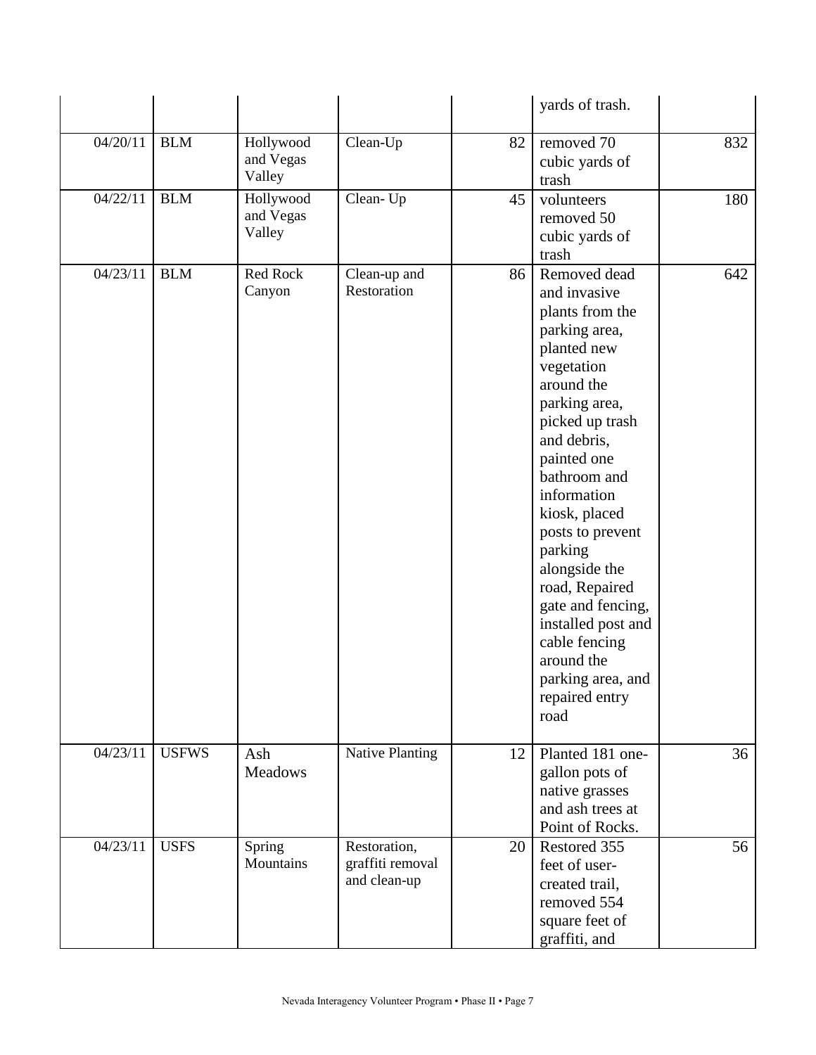| | | | | | | |
|---|---|---|---|---|---|---|
| | | | | | yards of trash. | |
| 04/20/11 | BLM | Hollywood and Vegas Valley | Clean-Up | 82 | removed 70 cubic yards of trash | 832 |
| 04/22/11 | BLM | Hollywood and Vegas Valley | Clean- Up | 45 | volunteers removed 50 cubic yards of trash | 180 |
| 04/23/11 | BLM | Red Rock Canyon | Clean-up and Restoration | 86 | Removed dead and invasive plants from the parking area, planted new vegetation around the parking area, picked up trash and debris, painted one bathroom and information kiosk, placed posts to prevent parking alongside the road, Repaired gate and fencing, installed post and cable fencing around the parking area, and repaired entry road | 642 |
| 04/23/11 | USFWS | Ash Meadows | Native Planting | 12 | Planted 181 one-gallon pots of native grasses and ash trees at Point of Rocks. | 36 |
| 04/23/11 | USFS | Spring Mountains | Restoration, graffiti removal and clean-up | 20 | Restored 355 feet of user-created trail, removed 554 square feet of graffiti, and | 56 |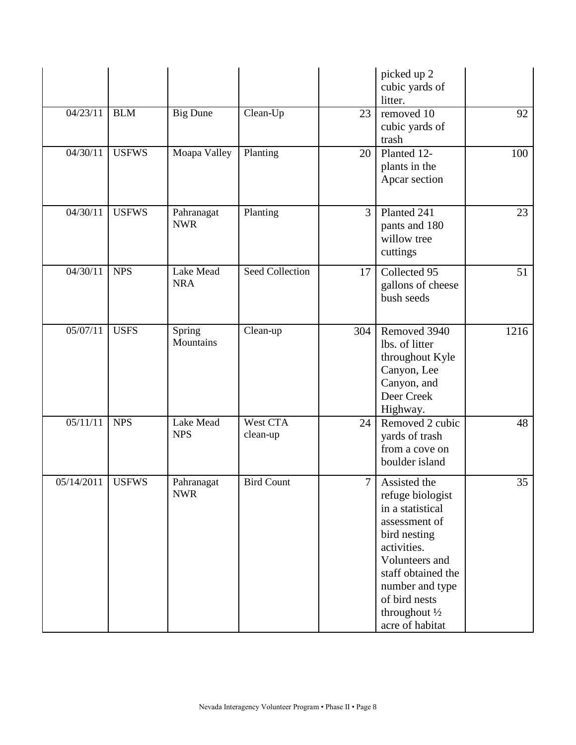|  |  |  |  |  | picked up 2 cubic yards of litter. |  |
| --- | --- | --- | --- | --- | --- | --- |
| 04/23/11 | BLM | Big Dune | Clean-Up | 23 | removed 10 cubic yards of trash | 92 |
| 04/30/11 | USFWS | Moapa Valley | Planting | 20 | Planted 12- plants in the Apcar section | 100 |
| 04/30/11 | USFWS | Pahranagat NWR | Planting | 3 | Planted 241 pants and 180 willow tree cuttings | 23 |
| 04/30/11 | NPS | Lake Mead NRA | Seed Collection | 17 | Collected 95 gallons of cheese bush seeds | 51 |
| 05/07/11 | USFS | Spring Mountains | Clean-up | 304 | Removed 3940 lbs. of litter throughout Kyle Canyon, Lee Canyon, and Deer Creek Highway. | 1216 |
| 05/11/11 | NPS | Lake Mead NPS | West CTA clean-up | 24 | Removed 2 cubic yards of trash from a cove on boulder island | 48 |
| 05/14/2011 | USFWS | Pahranagat NWR | Bird Count | 7 | Assisted the refuge biologist in a statistical assessment of bird nesting activities. Volunteers and staff obtained the number and type of bird nests throughout ½ acre of habitat | 35 |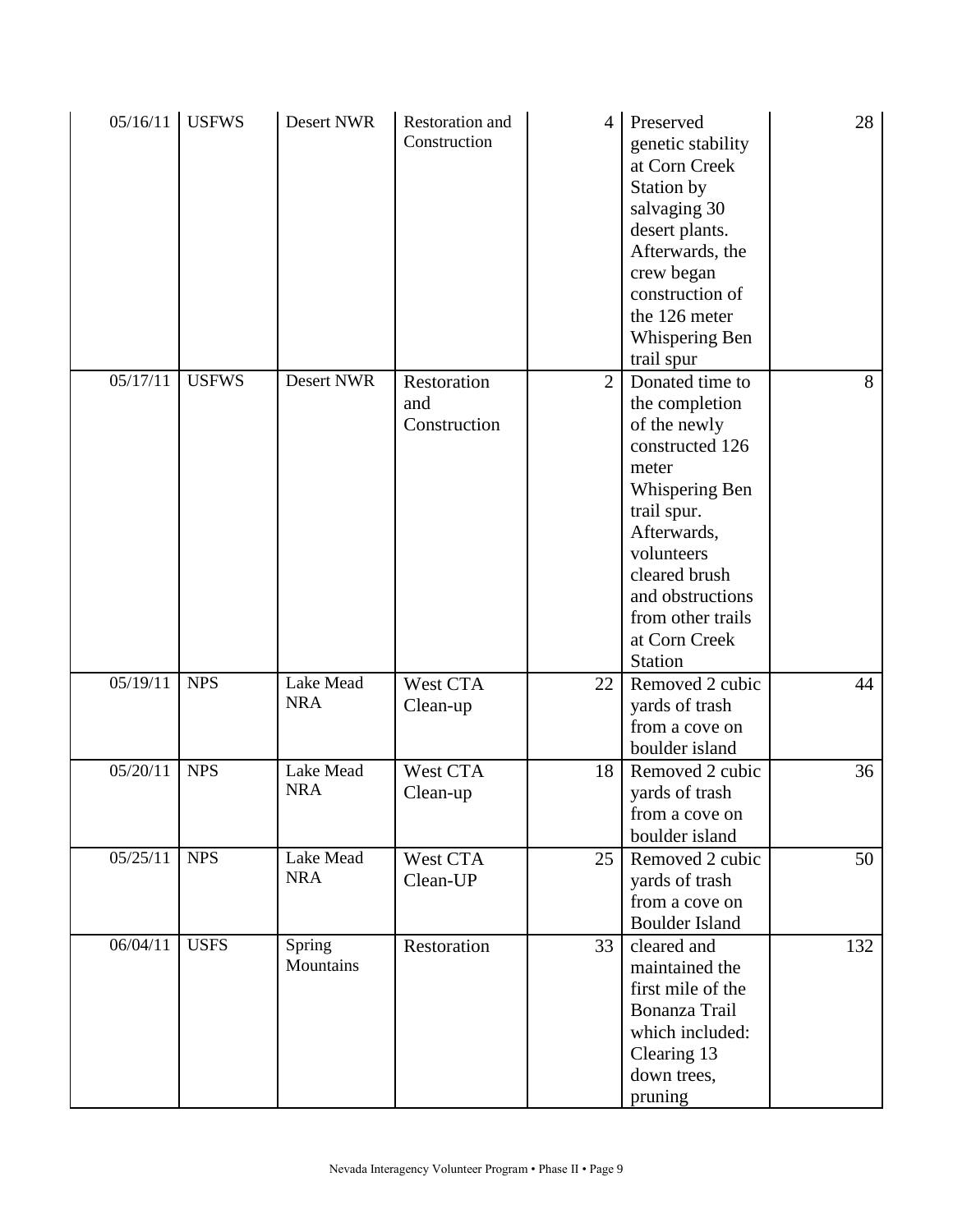| | | | | | | |
|---|---|---|---|---|---|---|
| 05/16/11 | USFWS | Desert NWR | Restoration and Construction | 4 | Preserved genetic stability at Corn Creek Station by salvaging 30 desert plants. Afterwards, the crew began construction of the 126 meter Whispering Ben trail spur | 28 |
| 05/17/11 | USFWS | Desert NWR | Restoration and Construction | 2 | Donated time to the completion of the newly constructed 126 meter Whispering Ben trail spur. Afterwards, volunteers cleared brush and obstructions from other trails at Corn Creek Station | 8 |
| 05/19/11 | NPS | Lake Mead NRA | West CTA Clean-up | 22 | Removed 2 cubic yards of trash from a cove on boulder island | 44 |
| 05/20/11 | NPS | Lake Mead NRA | West CTA Clean-up | 18 | Removed 2 cubic yards of trash from a cove on boulder island | 36 |
| 05/25/11 | NPS | Lake Mead NRA | West CTA Clean-UP | 25 | Removed 2 cubic yards of trash from a cove on Boulder Island | 50 |
| 06/04/11 | USFS | Spring Mountains | Restoration | 33 | cleared and maintained the first mile of the Bonanza Trail which included: Clearing 13 down trees, pruning | 132 |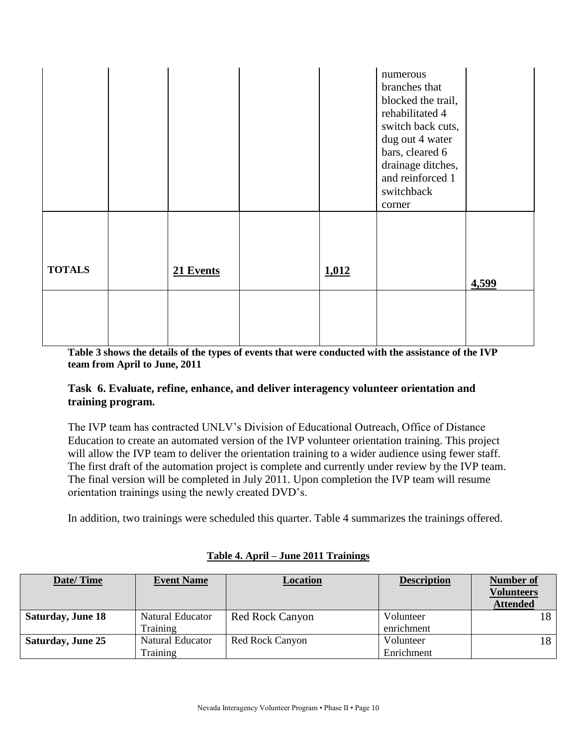| | | | | | | |
|---|---|---|---|---|---|---|
| | | | | | numerous branches that blocked the trail, rehabilitated 4 switch back cuts, dug out 4 water bars, cleared 6 drainage ditches, and reinforced 1 switchback corner | |
| **TOTALS** | | **21 Events** | | **1,012** | | **4,599** |
| | | | | | | |

**Table 3 shows the details of the types of events that were conducted with the assistance of the IVP team from April to June, 2011**

### Task 6. Evaluate, refine, enhance, and deliver interagency volunteer orientation and training program.

The IVP team has contracted UNLV's Division of Educational Outreach, Office of Distance Education to create an automated version of the IVP volunteer orientation training. This project will allow the IVP team to deliver the orientation training to a wider audience using fewer staff. The first draft of the automation project is complete and currently under review by the IVP team. The final version will be completed in July 2011. Upon completion the IVP team will resume orientation trainings using the newly created DVD's.

In addition, two trainings were scheduled this quarter. Table 4 summarizes the trainings offered.

**Table 4. April – June 2011 Trainings**

| Date/ Time | Event Name | Location | Description | Number of Volunteers Attended |
|---|---|---|---|---|
| **Saturday, June 18** | Natural Educator Training | Red Rock Canyon | Volunteer enrichment | 18 |
| **Saturday, June 25** | Natural Educator Training | Red Rock Canyon | Volunteer Enrichment | 18 |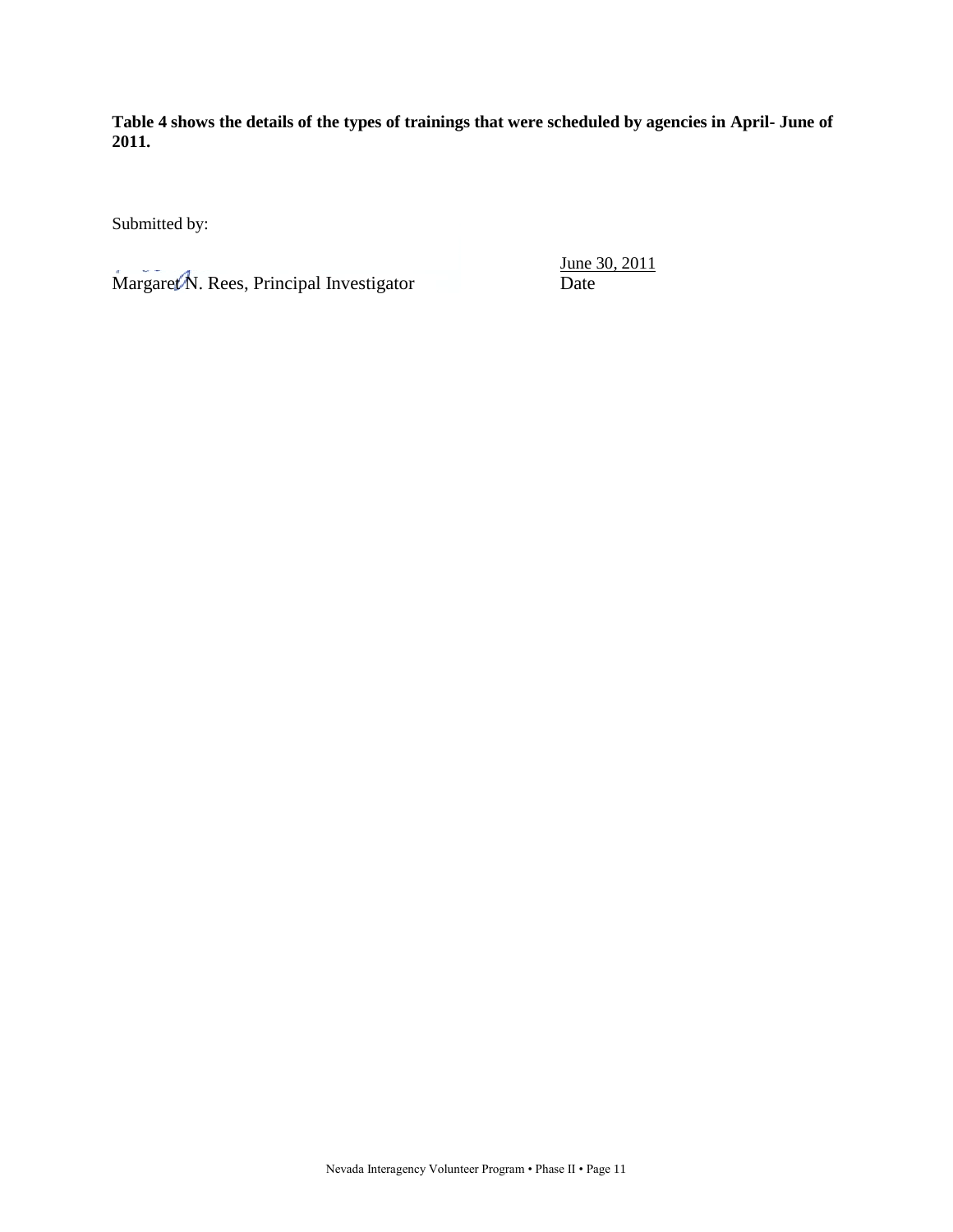**Table 4 shows the details of the types of trainings that were scheduled by agencies in April- June of 2011.**

Submitted by:

Margaret N. Rees, Principal Investigator

June 30, 2011
Date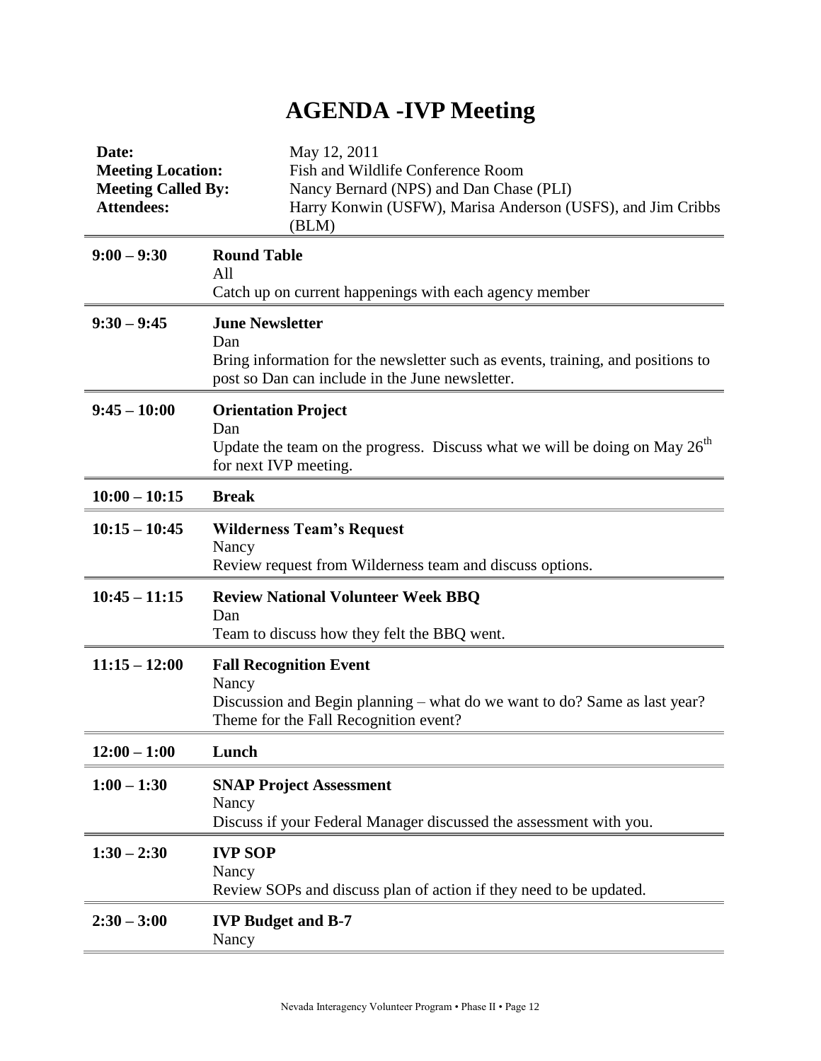# AGENDA -IVP Meeting

**Date:** May 12, 2011
**Meeting Location:** Fish and Wildlife Conference Room
**Meeting Called By:** Nancy Bernard (NPS) and Dan Chase (PLI)
**Attendees:** Harry Konwin (USFW), Marisa Anderson (USFS), and Jim Cribbs (BLM)

| Time | Item |
|---|---|
| **9:00 – 9:30** | **Round Table**<br>All<br>Catch up on current happenings with each agency member |
| **9:30 – 9:45** | **June Newsletter**<br>Dan<br>Bring information for the newsletter such as events, training, and positions to post so Dan can include in the June newsletter. |
| **9:45 – 10:00** | **Orientation Project**<br>Dan<br>Update the team on the progress. Discuss what we will be doing on May 26th for next IVP meeting. |
| **10:00 – 10:15** | **Break** |
| **10:15 – 10:45** | **Wilderness Team's Request**<br>Nancy<br>Review request from Wilderness team and discuss options. |
| **10:45 – 11:15** | **Review National Volunteer Week BBQ**<br>Dan<br>Team to discuss how they felt the BBQ went. |
| **11:15 – 12:00** | **Fall Recognition Event**<br>Nancy<br>Discussion and Begin planning – what do we want to do? Same as last year? Theme for the Fall Recognition event? |
| **12:00 – 1:00** | **Lunch** |
| **1:00 – 1:30** | **SNAP Project Assessment**<br>Nancy<br>Discuss if your Federal Manager discussed the assessment with you. |
| **1:30 – 2:30** | **IVP SOP**<br>Nancy<br>Review SOPs and discuss plan of action if they need to be updated. |
| **2:30 – 3:00** | **IVP Budget and B-7**<br>Nancy |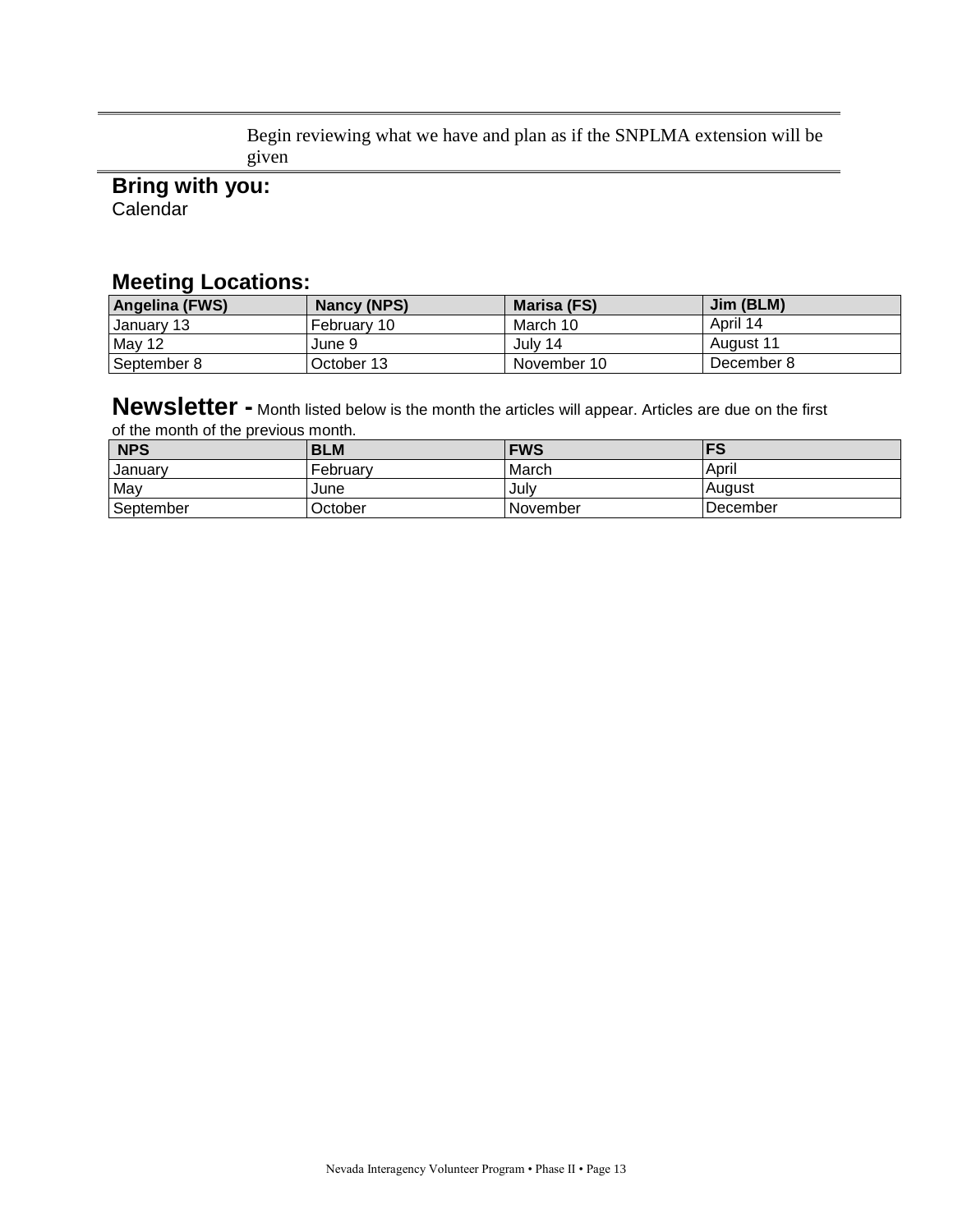Begin reviewing what we have and plan as if the SNPLMA extension will be given

**Bring with you:**
Calendar

## Meeting Locations:

| Angelina (FWS) | Nancy (NPS) | Marisa (FS) | Jim (BLM) |
|---|---|---|---|
| January 13 | February 10 | March 10 | April 14 |
| May 12 | June 9 | July 14 | August 11 |
| September 8 | October 13 | November 10 | December 8 |

## Newsletter - 

Month listed below is the month the articles will appear. Articles are due on the first of the month of the previous month.

| NPS | BLM | FWS | FS |
|---|---|---|---|
| January | February | March | April |
| May | June | July | August |
| September | October | November | December |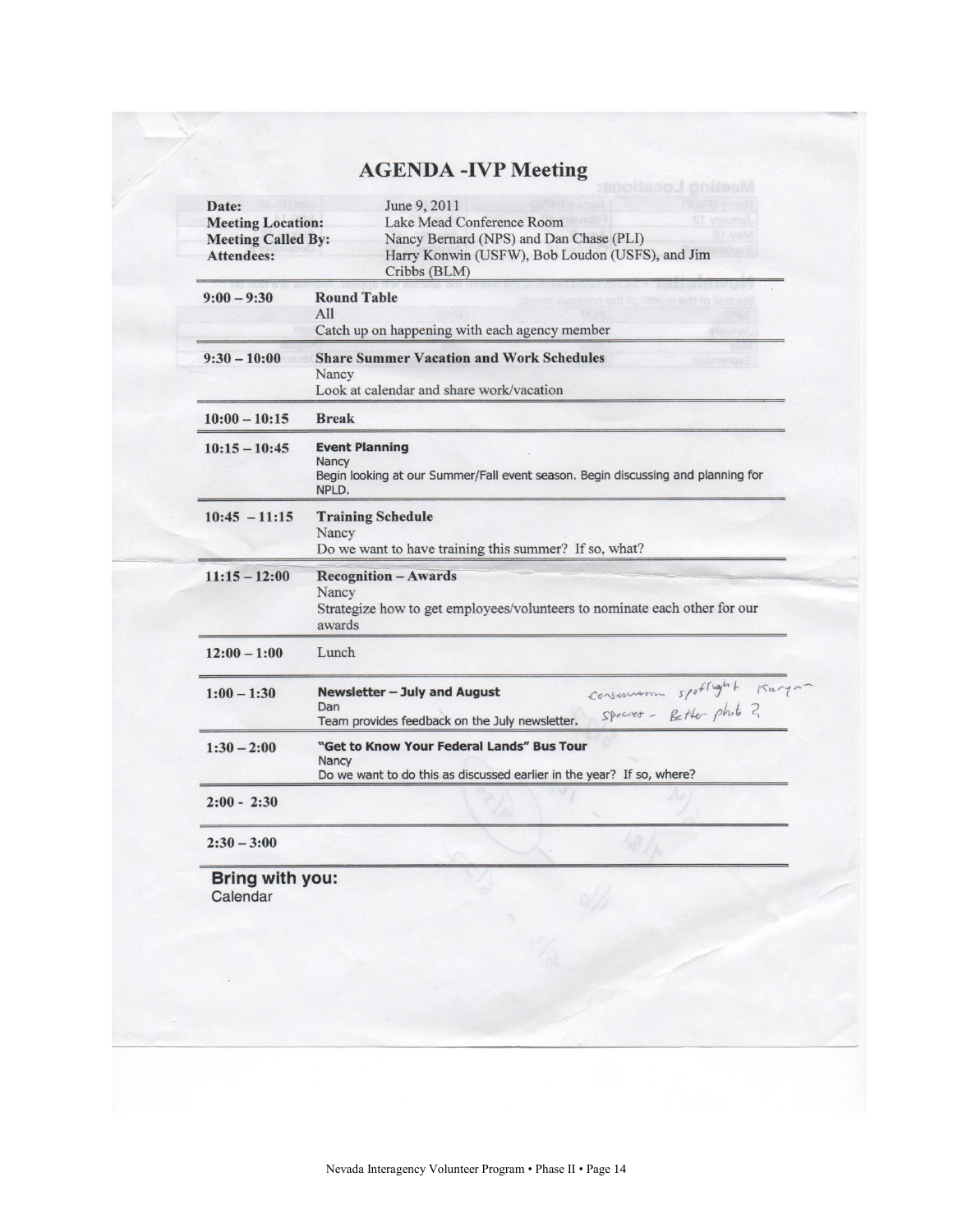# AGENDA -IVP Meeting

| | |
|---|---|
| **Date:** | June 9, 2011 |
| **Meeting Location:** | Lake Mead Conference Room |
| **Meeting Called By:** | Nancy Bernard (NPS) and Dan Chase (PLI) |
| **Attendees:** | Harry Konwin (USFW), Bob Loudon (USFS), and Jim Cribbs (BLM) |

| | |
|---|---|
| **9:00 – 9:30** | **Round Table**<br>All<br>Catch up on happening with each agency member |
| **9:30 – 10:00** | **Share Summer Vacation and Work Schedules**<br>Nancy<br>Look at calendar and share work/vacation |
| **10:00 – 10:15** | **Break** |
| **10:15 – 10:45** | **Event Planning**<br>Nancy<br>Begin looking at our Summer/Fall event season. Begin discussing and planning for NPLD. |
| **10:45 – 11:15** | **Training Schedule**<br>Nancy<br>Do we want to have training this summer? If so, what? |
| **11:15 – 12:00** | **Recognition – Awards**<br>Nancy<br>Strategize how to get employees/volunteers to nominate each other for our awards |
| **12:00 – 1:00** | Lunch |
| **1:00 – 1:30** | **Newsletter – July and August**<br>Dan<br>Team provides feedback on the July newsletter. *conservation spotlight Karyn; Species - Better photo?* |
| **1:30 – 2:00** | **"Get to Know Your Federal Lands" Bus Tour**<br>Nancy<br>Do we want to do this as discussed earlier in the year? If so, where? |
| **2:00 - 2:30** | |
| **2:30 – 3:00** | |

**Bring with you:**
Calendar